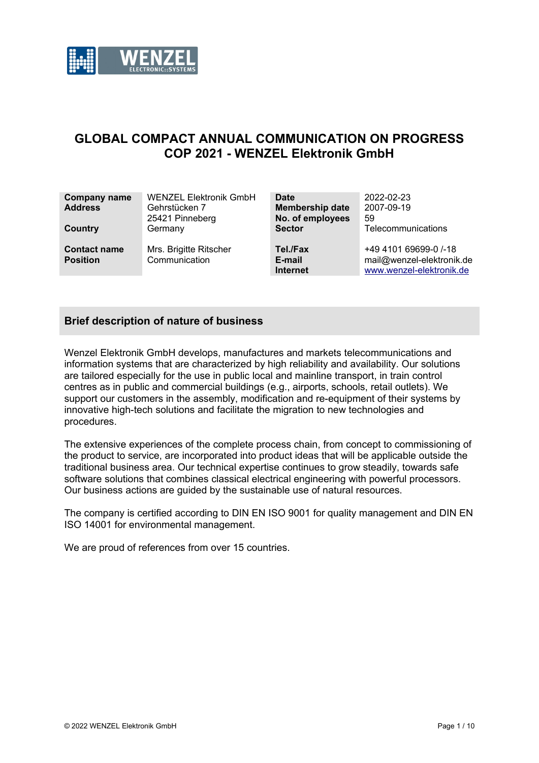# GLOBAL COMPACT ANNUAL COMMUNICATION ON PROGRESS COP 2021 - WENZEL Elektronik GmbH

| | | | |
|---|---|---|---|
| **Company name** | WENZEL Elektronik GmbH | **Date** | 2022-02-23 |
| **Address** | Gehrstücken 7<br>25421 Pinneberg | **Membership date** | 2007-09-19 |
| | | **No. of employees** | 59 |
| **Country** | Germany | **Sector** | Telecommunications |
| **Contact name** | Mrs. Brigitte Ritscher | **Tel./Fax** | +49 4101 69699-0 /-18 |
| **Position** | Communication | **E-mail** | mail@wenzel-elektronik.de |
| | | **Internet** | www.wenzel-elektronik.de |

## Brief description of nature of business

Wenzel Elektronik GmbH develops, manufactures and markets telecommunications and information systems that are characterized by high reliability and availability. Our solutions are tailored especially for the use in public local and mainline transport, in train control centres as in public and commercial buildings (e.g., airports, schools, retail outlets). We support our customers in the assembly, modification and re-equipment of their systems by innovative high-tech solutions and facilitate the migration to new technologies and procedures.

The extensive experiences of the complete process chain, from concept to commissioning of the product to service, are incorporated into product ideas that will be applicable outside the traditional business area. Our technical expertise continues to grow steadily, towards safe software solutions that combines classical electrical engineering with powerful processors. Our business actions are guided by the sustainable use of natural resources.

The company is certified according to DIN EN ISO 9001 for quality management and DIN EN ISO 14001 for environmental management.

We are proud of references from over 15 countries.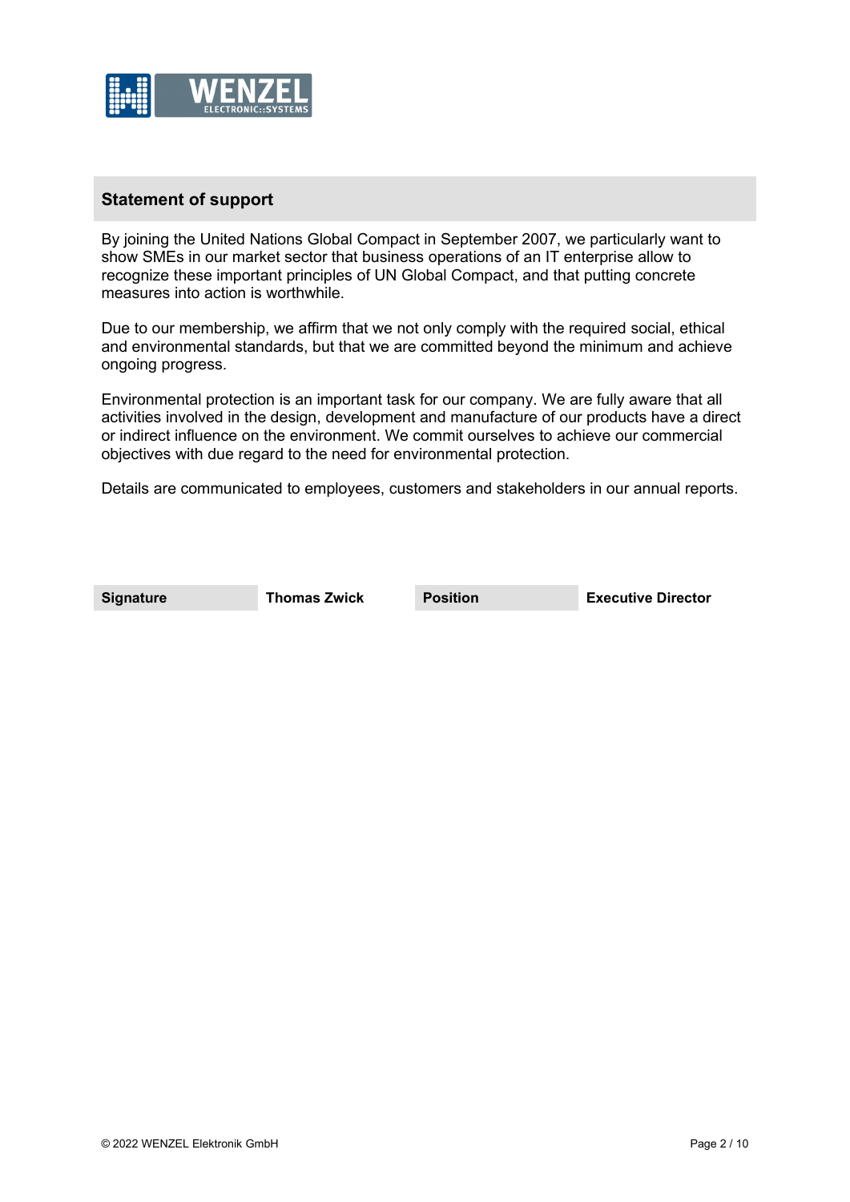## Statement of support

By joining the United Nations Global Compact in September 2007, we particularly want to show SMEs in our market sector that business operations of an IT enterprise allow to recognize these important principles of UN Global Compact, and that putting concrete measures into action is worthwhile.

Due to our membership, we affirm that we not only comply with the required social, ethical and environmental standards, but that we are committed beyond the minimum and achieve ongoing progress.

Environmental protection is an important task for our company. We are fully aware that all activities involved in the design, development and manufacture of our products have a direct or indirect influence on the environment. We commit ourselves to achieve our commercial objectives with due regard to the need for environmental protection.

Details are communicated to employees, customers and stakeholders in our annual reports.

| **Signature** | **Thomas Zwick** | **Position** | **Executive Director** |
|---|---|---|---|

© 2022 WENZEL Elektronik GmbH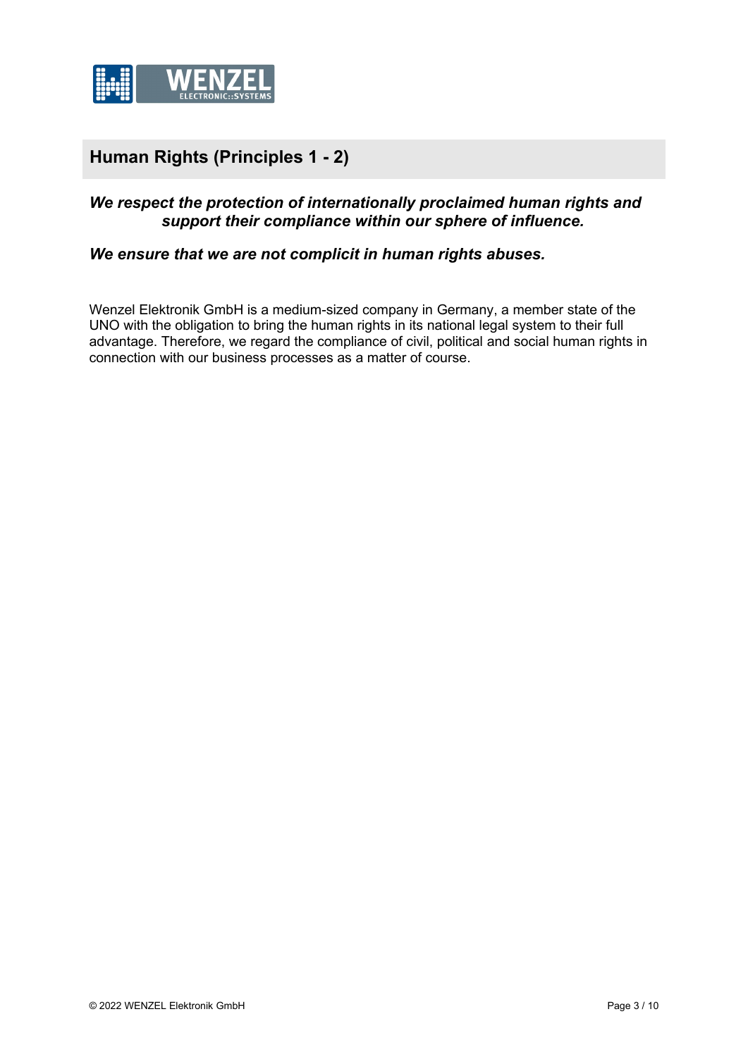## Human Rights (Principles 1 - 2)

***We respect the protection of internationally proclaimed human rights and support their compliance within our sphere of influence.***

***We ensure that we are not complicit in human rights abuses.***

Wenzel Elektronik GmbH is a medium-sized company in Germany, a member state of the UNO with the obligation to bring the human rights in its national legal system to their full advantage. Therefore, we regard the compliance of civil, political and social human rights in connection with our business processes as a matter of course.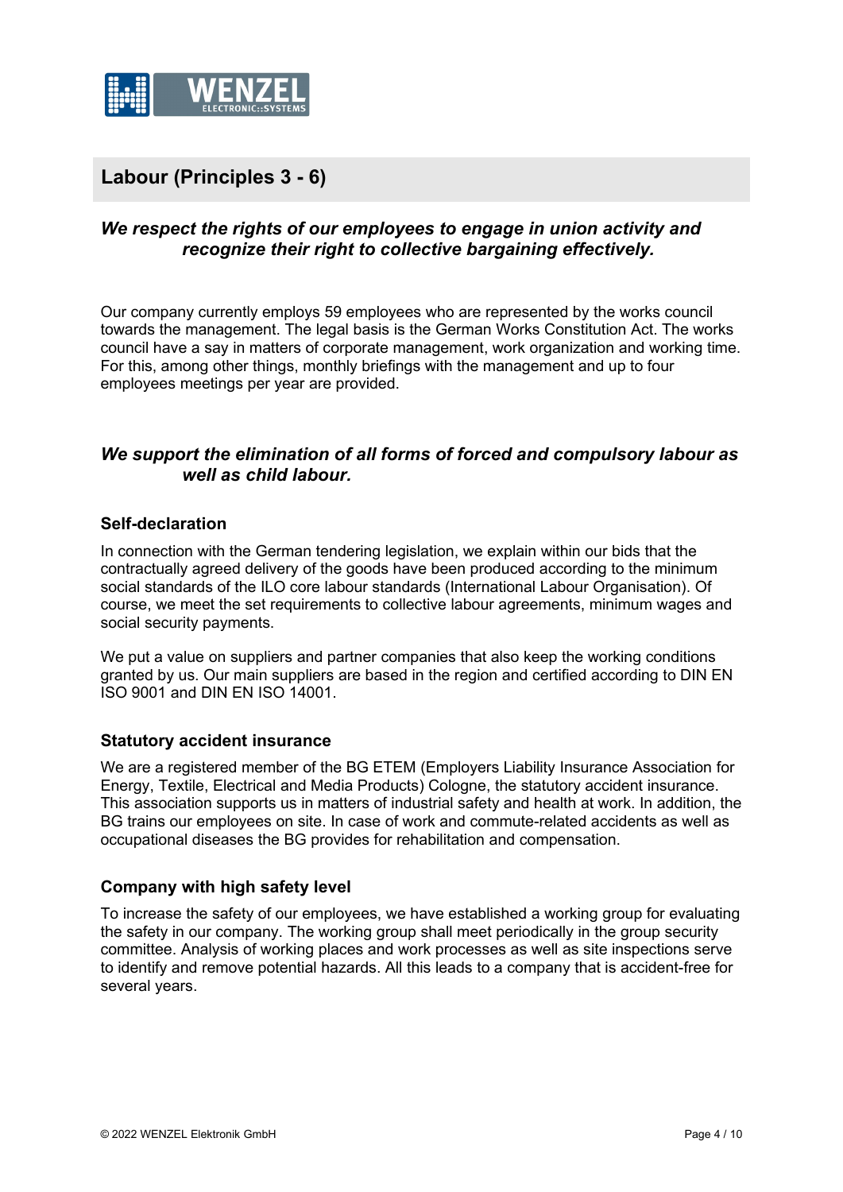## Labour (Principles 3 - 6)

### *We respect the rights of our employees to engage in union activity and recognize their right to collective bargaining effectively.*

Our company currently employs 59 employees who are represented by the works council towards the management. The legal basis is the German Works Constitution Act. The works council have a say in matters of corporate management, work organization and working time. For this, among other things, monthly briefings with the management and up to four employees meetings per year are provided.

### *We support the elimination of all forms of forced and compulsory labour as well as child labour.*

#### Self-declaration

In connection with the German tendering legislation, we explain within our bids that the contractually agreed delivery of the goods have been produced according to the minimum social standards of the ILO core labour standards (International Labour Organisation). Of course, we meet the set requirements to collective labour agreements, minimum wages and social security payments.

We put a value on suppliers and partner companies that also keep the working conditions granted by us. Our main suppliers are based in the region and certified according to DIN EN ISO 9001 and DIN EN ISO 14001.

#### Statutory accident insurance

We are a registered member of the BG ETEM (Employers Liability Insurance Association for Energy, Textile, Electrical and Media Products) Cologne, the statutory accident insurance. This association supports us in matters of industrial safety and health at work. In addition, the BG trains our employees on site. In case of work and commute-related accidents as well as occupational diseases the BG provides for rehabilitation and compensation.

#### Company with high safety level

To increase the safety of our employees, we have established a working group for evaluating the safety in our company. The working group shall meet periodically in the group security committee. Analysis of working places and work processes as well as site inspections serve to identify and remove potential hazards. All this leads to a company that is accident-free for several years.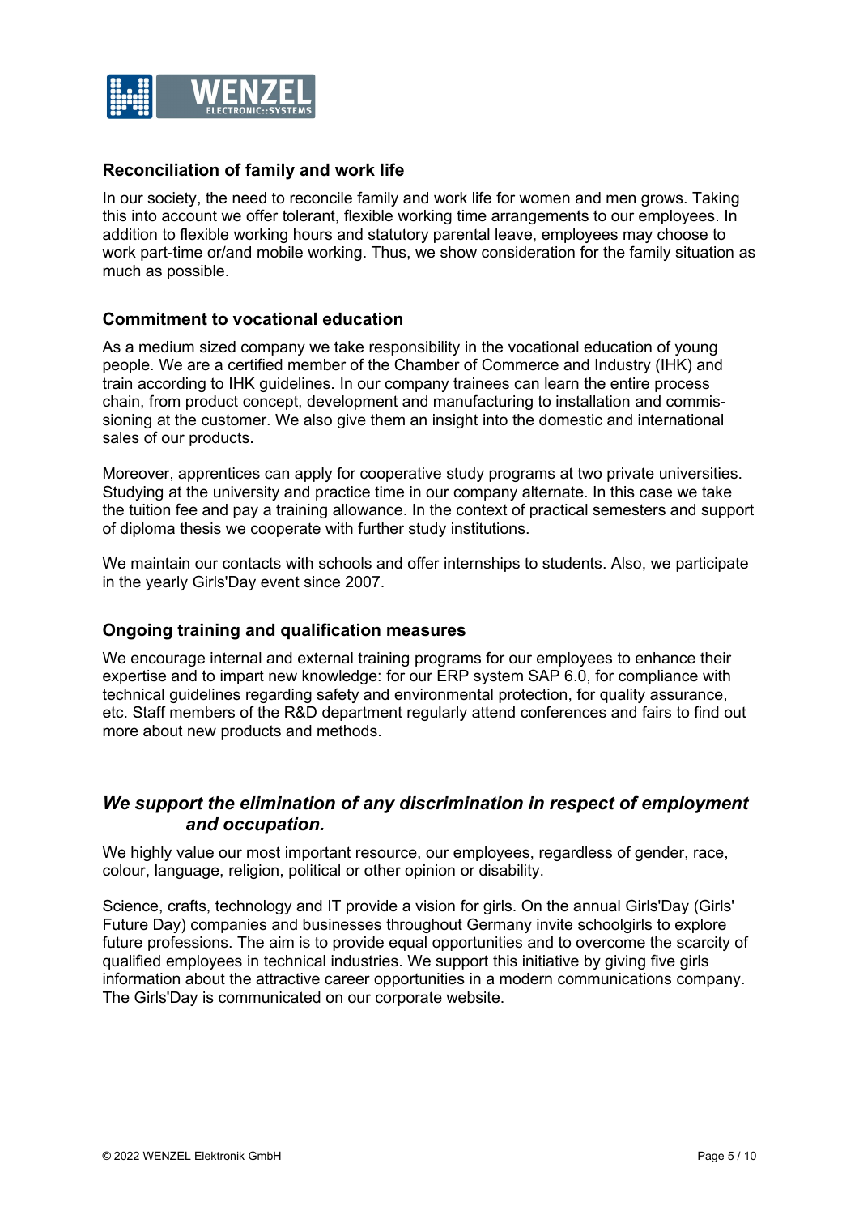### Reconciliation of family and work life

In our society, the need to reconcile family and work life for women and men grows. Taking this into account we offer tolerant, flexible working time arrangements to our employees. In addition to flexible working hours and statutory parental leave, employees may choose to work part-time or/and mobile working. Thus, we show consideration for the family situation as much as possible.

### Commitment to vocational education

As a medium sized company we take responsibility in the vocational education of young people. We are a certified member of the Chamber of Commerce and Industry (IHK) and train according to IHK guidelines. In our company trainees can learn the entire process chain, from product concept, development and manufacturing to installation and commissioning at the customer. We also give them an insight into the domestic and international sales of our products.

Moreover, apprentices can apply for cooperative study programs at two private universities. Studying at the university and practice time in our company alternate. In this case we take the tuition fee and pay a training allowance. In the context of practical semesters and support of diploma thesis we cooperate with further study institutions.

We maintain our contacts with schools and offer internships to students. Also, we participate in the yearly Girls'Day event since 2007.

### Ongoing training and qualification measures

We encourage internal and external training programs for our employees to enhance their expertise and to impart new knowledge: for our ERP system SAP 6.0, for compliance with technical guidelines regarding safety and environmental protection, for quality assurance, etc. Staff members of the R&D department regularly attend conferences and fairs to find out more about new products and methods.

## *We support the elimination of any discrimination in respect of employment and occupation.*

We highly value our most important resource, our employees, regardless of gender, race, colour, language, religion, political or other opinion or disability.

Science, crafts, technology and IT provide a vision for girls. On the annual Girls'Day (Girls' Future Day) companies and businesses throughout Germany invite schoolgirls to explore future professions. The aim is to provide equal opportunities and to overcome the scarcity of qualified employees in technical industries. We support this initiative by giving five girls information about the attractive career opportunities in a modern communications company. The Girls'Day is communicated on our corporate website.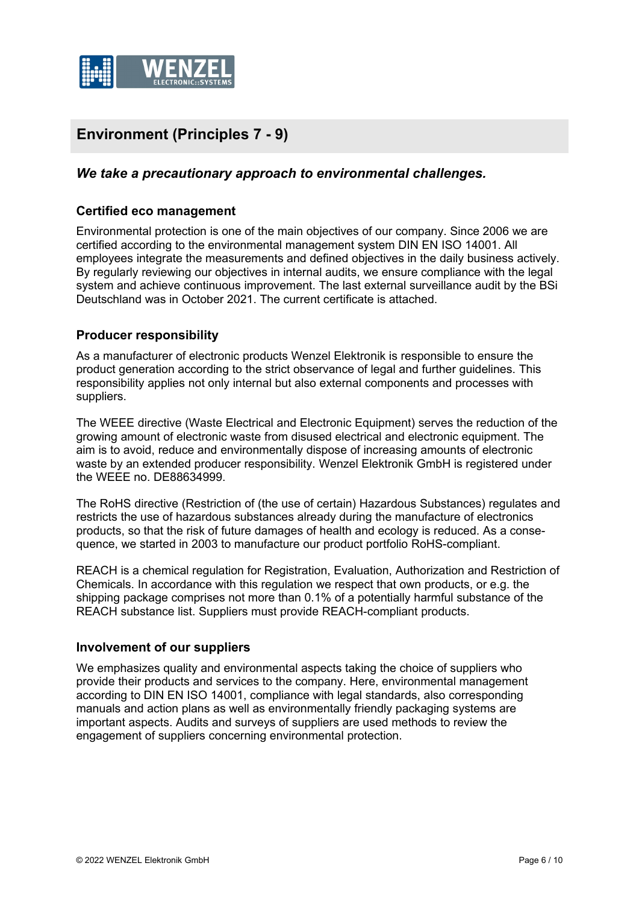## Environment (Principles 7 - 9)

### *We take a precautionary approach to environmental challenges.*

#### Certified eco management

Environmental protection is one of the main objectives of our company. Since 2006 we are certified according to the environmental management system DIN EN ISO 14001. All employees integrate the measurements and defined objectives in the daily business actively. By regularly reviewing our objectives in internal audits, we ensure compliance with the legal system and achieve continuous improvement. The last external surveillance audit by the BSi Deutschland was in October 2021. The current certificate is attached.

#### Producer responsibility

As a manufacturer of electronic products Wenzel Elektronik is responsible to ensure the product generation according to the strict observance of legal and further guidelines. This responsibility applies not only internal but also external components and processes with suppliers.

The WEEE directive (Waste Electrical and Electronic Equipment) serves the reduction of the growing amount of electronic waste from disused electrical and electronic equipment. The aim is to avoid, reduce and environmentally dispose of increasing amounts of electronic waste by an extended producer responsibility. Wenzel Elektronik GmbH is registered under the WEEE no. DE88634999.

The RoHS directive (Restriction of (the use of certain) Hazardous Substances) regulates and restricts the use of hazardous substances already during the manufacture of electronics products, so that the risk of future damages of health and ecology is reduced. As a consequence, we started in 2003 to manufacture our product portfolio RoHS-compliant.

REACH is a chemical regulation for Registration, Evaluation, Authorization and Restriction of Chemicals. In accordance with this regulation we respect that own products, or e.g. the shipping package comprises not more than 0.1% of a potentially harmful substance of the REACH substance list. Suppliers must provide REACH-compliant products.

#### Involvement of our suppliers

We emphasizes quality and environmental aspects taking the choice of suppliers who provide their products and services to the company. Here, environmental management according to DIN EN ISO 14001, compliance with legal standards, also corresponding manuals and action plans as well as environmentally friendly packaging systems are important aspects. Audits and surveys of suppliers are used methods to review the engagement of suppliers concerning environmental protection.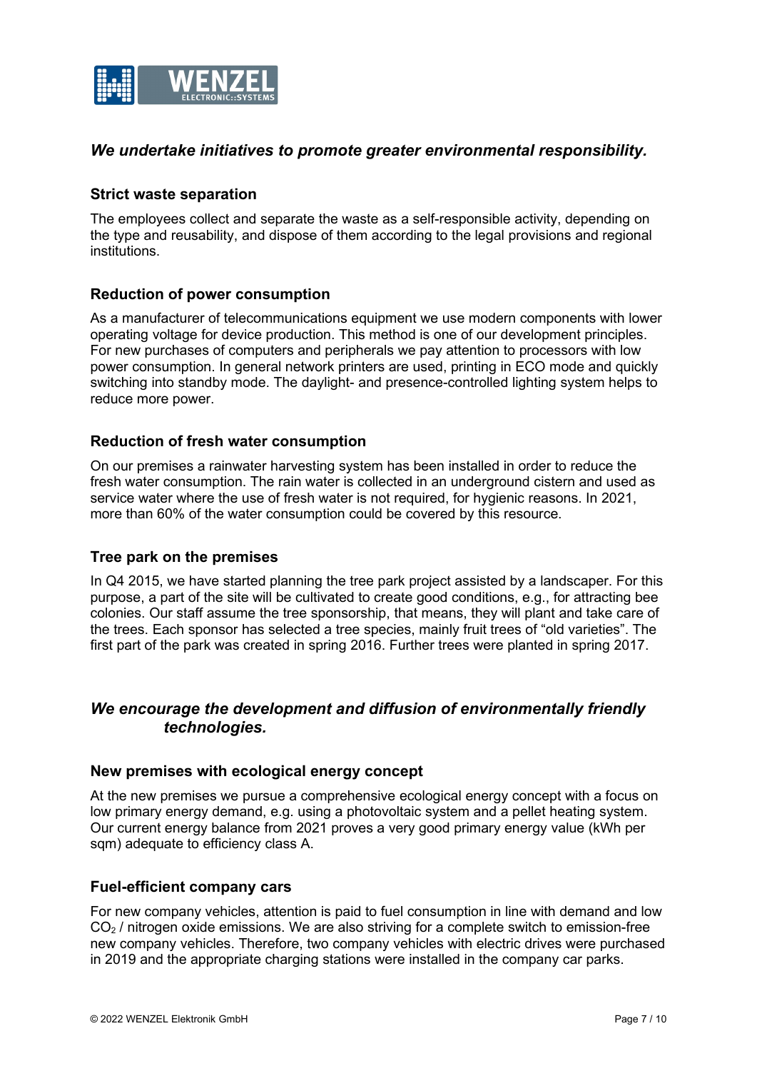## *We undertake initiatives to promote greater environmental responsibility.*

### Strict waste separation

The employees collect and separate the waste as a self-responsible activity, depending on the type and reusability, and dispose of them according to the legal provisions and regional institutions.

### Reduction of power consumption

As a manufacturer of telecommunications equipment we use modern components with lower operating voltage for device production. This method is one of our development principles. For new purchases of computers and peripherals we pay attention to processors with low power consumption. In general network printers are used, printing in ECO mode and quickly switching into standby mode. The daylight- and presence-controlled lighting system helps to reduce more power.

### Reduction of fresh water consumption

On our premises a rainwater harvesting system has been installed in order to reduce the fresh water consumption. The rain water is collected in an underground cistern and used as service water where the use of fresh water is not required, for hygienic reasons. In 2021, more than 60% of the water consumption could be covered by this resource.

### Tree park on the premises

In Q4 2015, we have started planning the tree park project assisted by a landscaper. For this purpose, a part of the site will be cultivated to create good conditions, e.g., for attracting bee colonies. Our staff assume the tree sponsorship, that means, they will plant and take care of the trees. Each sponsor has selected a tree species, mainly fruit trees of “old varieties”. The first part of the park was created in spring 2016. Further trees were planted in spring 2017.

## *We encourage the development and diffusion of environmentally friendly technologies.*

### New premises with ecological energy concept

At the new premises we pursue a comprehensive ecological energy concept with a focus on low primary energy demand, e.g. using a photovoltaic system and a pellet heating system. Our current energy balance from 2021 proves a very good primary energy value (kWh per sqm) adequate to efficiency class A.

### Fuel-efficient company cars

For new company vehicles, attention is paid to fuel consumption in line with demand and low $CO_2$ / nitrogen oxide emissions. We are also striving for a complete switch to emission-free new company vehicles. Therefore, two company vehicles with electric drives were purchased in 2019 and the appropriate charging stations were installed in the company car parks.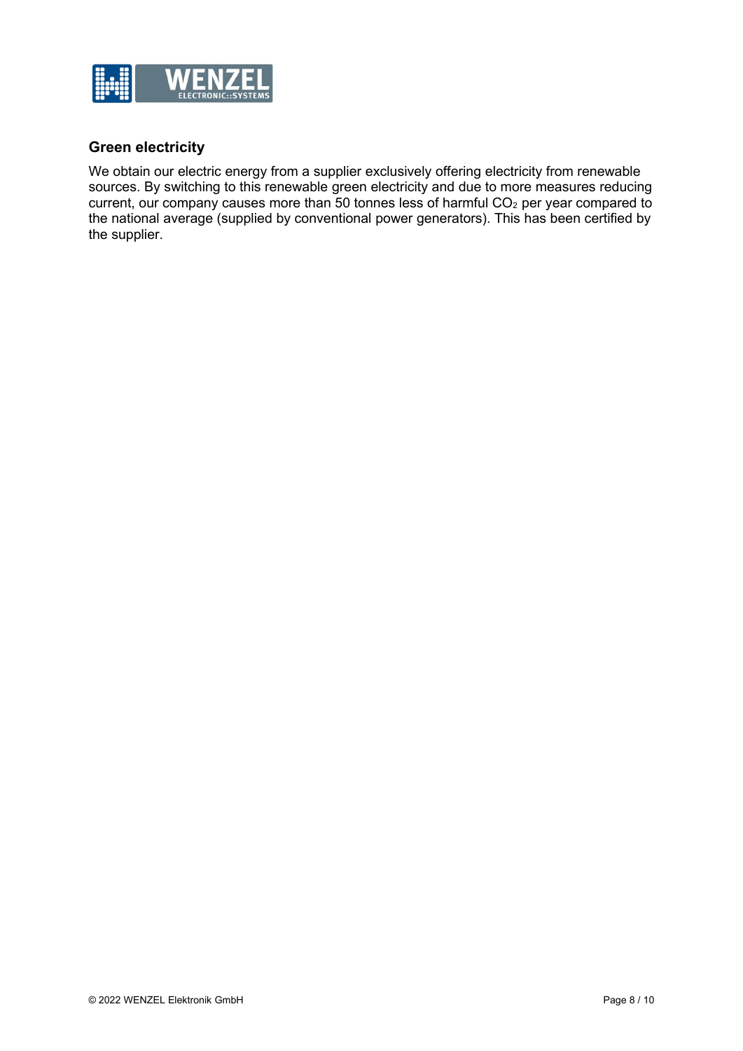## Green electricity

We obtain our electric energy from a supplier exclusively offering electricity from renewable sources. By switching to this renewable green electricity and due to more measures reducing current, our company causes more than 50 tonnes less of harmful $CO_2$ per year compared to the national average (supplied by conventional power generators). This has been certified by the supplier.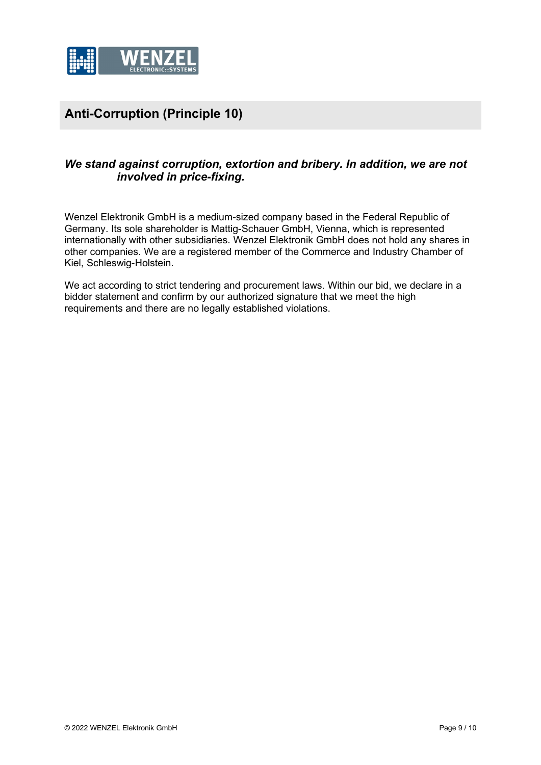## Anti-Corruption (Principle 10)

***We stand against corruption, extortion and bribery. In addition, we are not involved in price-fixing.***

Wenzel Elektronik GmbH is a medium-sized company based in the Federal Republic of Germany. Its sole shareholder is Mattig-Schauer GmbH, Vienna, which is represented internationally with other subsidiaries. Wenzel Elektronik GmbH does not hold any shares in other companies. We are a registered member of the Commerce and Industry Chamber of Kiel, Schleswig-Holstein.

We act according to strict tendering and procurement laws. Within our bid, we declare in a bidder statement and confirm by our authorized signature that we meet the high requirements and there are no legally established violations.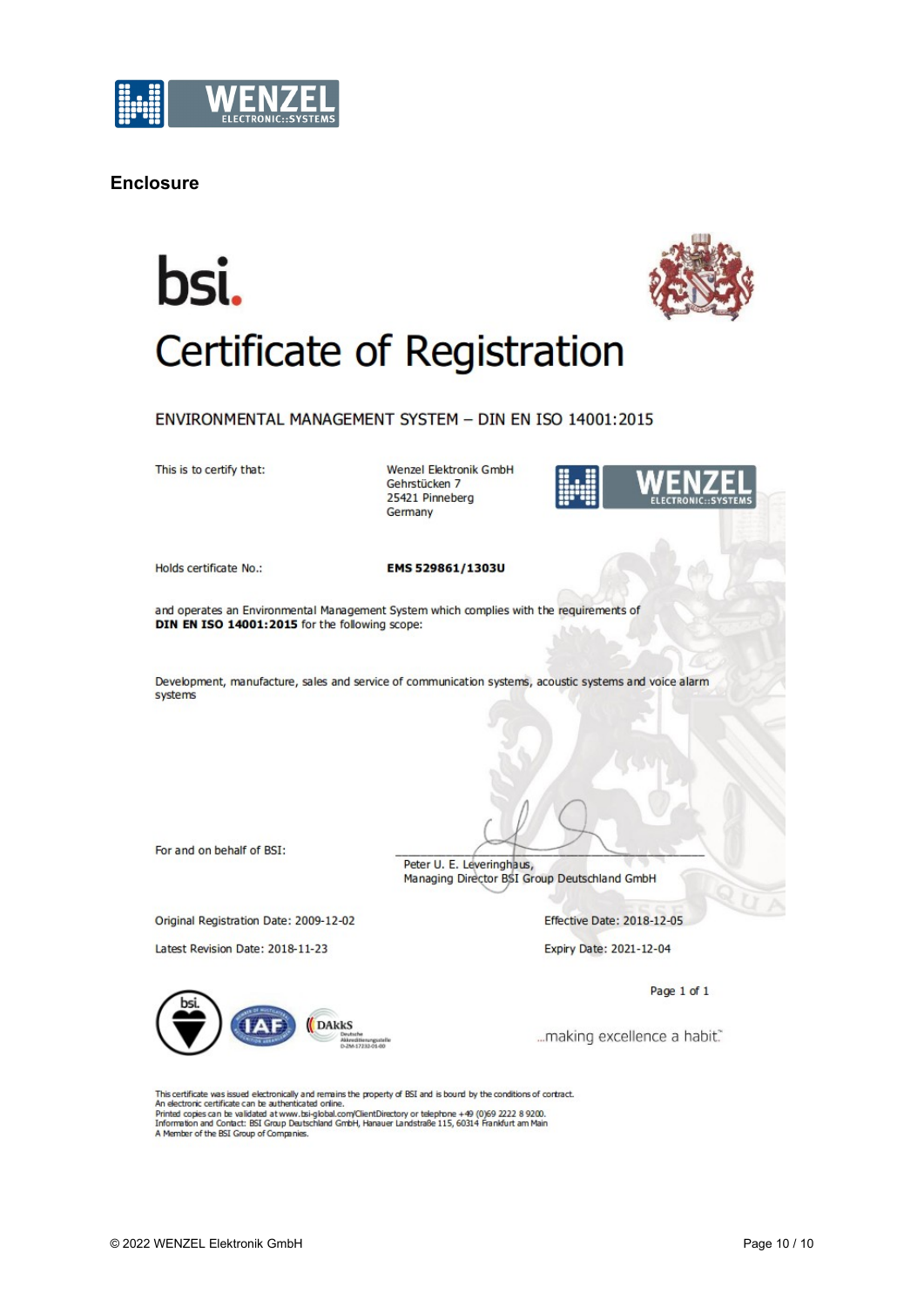## Enclosure

bsi.

# Certificate of Registration

ENVIRONMENTAL MANAGEMENT SYSTEM – DIN EN ISO 14001:2015

This is to certify that:

Wenzel Elektronik GmbH
Gehrstücken 7
25421 Pinneberg
Germany

Holds certificate No.: **EMS 529861/1303U**

and operates an Environmental Management System which complies with the requirements of **DIN EN ISO 14001:2015** for the following scope:

Development, manufacture, sales and service of communication systems, acoustic systems and voice alarm systems

For and on behalf of BSI:

Peter U. E. Leveringhaus,
Managing Director BSI Group Deutschland GmbH

Original Registration Date: 2009-12-02

Effective Date: 2018-12-05

Latest Revision Date: 2018-11-23

Expiry Date: 2021-12-04

Page 1 of 1

...making excellence a habit.™

This certificate was issued electronically and remains the property of BSI and is bound by the conditions of contract.
An electronic certificate can be authenticated online.
Printed copies can be validated at www.bsi-global.com/ClientDirectory or telephone +49 (0)69 2222 8 9200.
Information and Contact: BSI Group Deutschland GmbH, Hanauer Landstraße 115, 60314 Frankfurt am Main
A Member of the BSI Group of Companies.

© 2022 WENZEL Elektronik GmbH